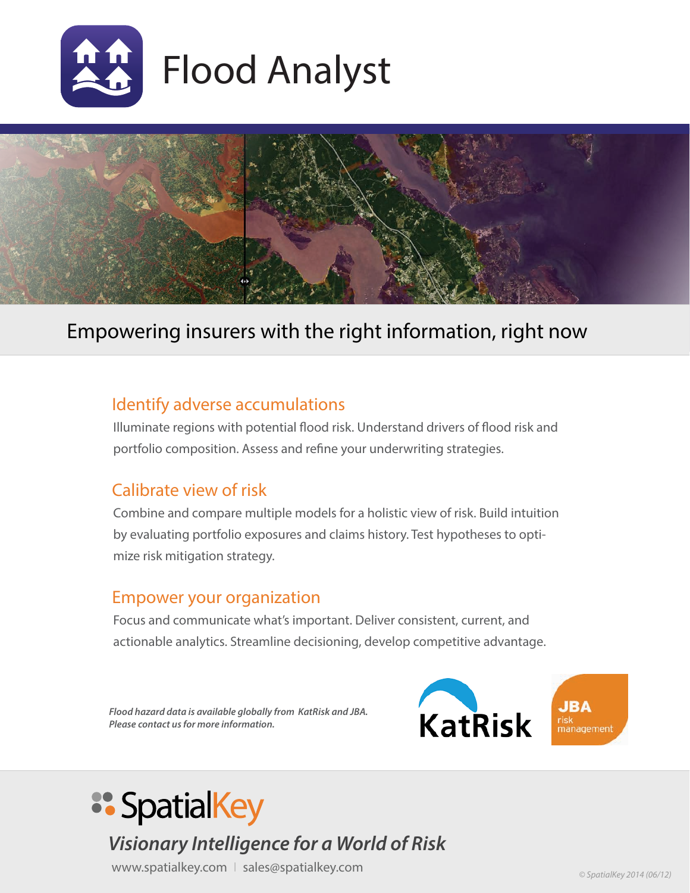# Flood Analyst

## Empowering insurers with the right information, right now

### Identify adverse accumulations

Illuminate regions with potential flood risk. Understand drivers of flood risk and portfolio composition. Assess and refine your underwriting strategies.

### Calibrate view of risk

Combine and compare multiple models for a holistic view of risk. Build intuition by evaluating portfolio exposures and claims history. Test hypotheses to optimize risk mitigation strategy.

### Empower your organization

Focus and communicate what's important. Deliver consistent, current, and actionable analytics. Streamline decisioning, develop competitive advantage.

***Flood hazard data is available globally from KatRisk and JBA. Please contact us for more information.***

KatRisk

JBA risk management

SpatialKey

***Visionary Intelligence for a World of Risk***

www.spatialkey.com | sales@spatialkey.com

*© SpatialKey 2014 (06/12)*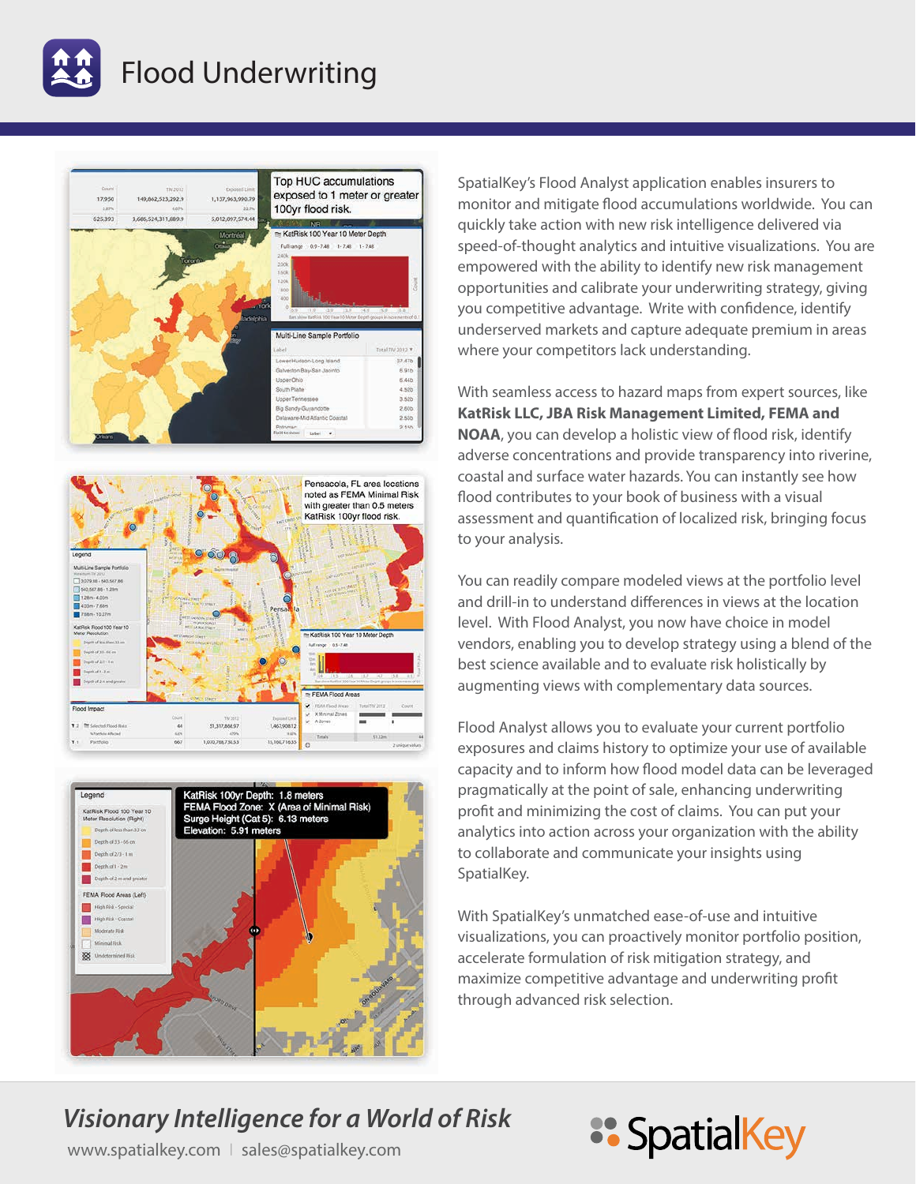# Flood Underwriting

SpatialKey's Flood Analyst application enables insurers to monitor and mitigate flood accumulations worldwide. You can quickly take action with new risk intelligence delivered via speed-of-thought analytics and intuitive visualizations. You are empowered with the ability to identify new risk management opportunities and calibrate your underwriting strategy, giving you competitive advantage. Write with confidence, identify underserved markets and capture adequate premium in areas where your competitors lack understanding.

With seamless access to hazard maps from expert sources, like **KatRisk LLC, JBA Risk Management Limited, FEMA and NOAA**, you can develop a holistic view of flood risk, identify adverse concentrations and provide transparency into riverine, coastal and surface water hazards. You can instantly see how flood contributes to your book of business with a visual assessment and quantification of localized risk, bringing focus to your analysis.

You can readily compare modeled views at the portfolio level and drill-in to understand differences in views at the location level. With Flood Analyst, you now have choice in model vendors, enabling you to develop strategy using a blend of the best science available and to evaluate risk holistically by augmenting views with complementary data sources.

Flood Analyst allows you to evaluate your current portfolio exposures and claims history to optimize your use of available capacity and to inform how flood model data can be leveraged pragmatically at the point of sale, enhancing underwriting profit and minimizing the cost of claims. You can put your analytics into action across your organization with the ability to collaborate and communicate your insights using SpatialKey.

With SpatialKey's unmatched ease-of-use and intuitive visualizations, you can proactively monitor portfolio position, accelerate formulation of risk mitigation strategy, and maximize competitive advantage and underwriting profit through advanced risk selection.

Top HUC accumulations exposed to 1 meter or greater 100yr flood risk.

Pensacola, FL area locations noted as FEMA Minimal Risk with greater than 0.5 meters KatRisk 100yr flood risk.

KatRisk 100yr Depth: 1.8 meters
FEMA Flood Zone: X (Area of Minimal Risk)
Surge Height (Cat 5): 6.13 meters
Elevation: 5.91 meters

*Visionary Intelligence for a World of Risk*

www.spatialkey.com | sales@spatialkey.com

SpatialKey